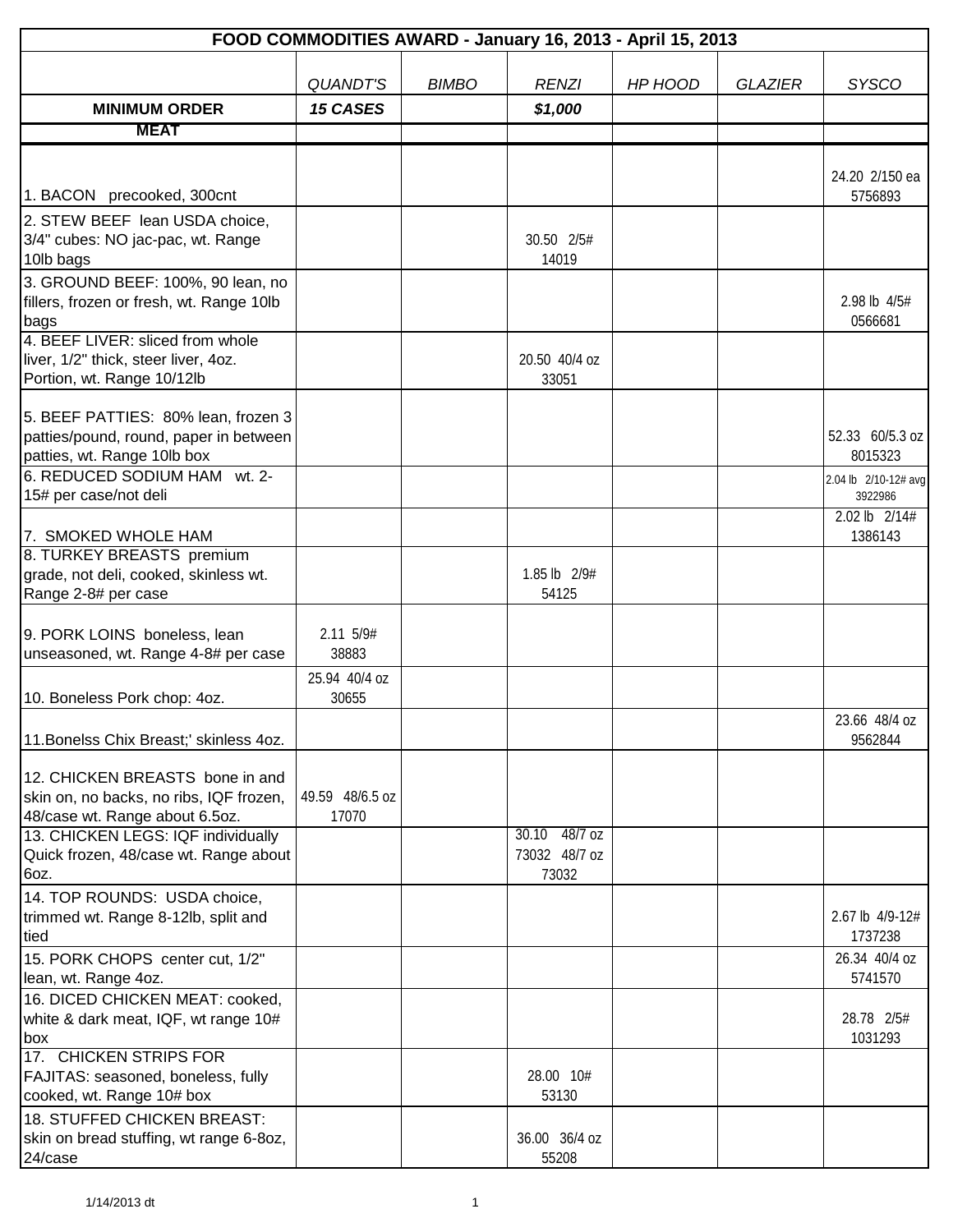| FOOD COMMODITIES AWARD - January 16, 2013 - April 15, 2013 | | | | | | |
|---|---|---|---|---|---|---|
| | *QUANDT'S* | *BIMBO* | *RENZI* | *HP HOOD* | *GLAZIER* | *SYSCO* |
| **MINIMUM ORDER** | ***15 CASES*** | | ***$1,000*** | | | |
| **MEAT** | | | | | | |
| 1. BACON precooked, 300cnt | | | | | | 24.20 2/150 ea 5756893 |
| 2. STEW BEEF lean USDA choice, 3/4" cubes: NO jac-pac, wt. Range 10lb bags | | | 30.50 2/5# 14019 | | | |
| 3. GROUND BEEF: 100%, 90 lean, no fillers, frozen or fresh, wt. Range 10lb bags | | | | | | 2.98 lb 4/5# 0566681 |
| 4. BEEF LIVER: sliced from whole liver, 1/2" thick, steer liver, 4oz. Portion, wt. Range 10/12lb | | | 20.50 40/4 oz 33051 | | | |
| 5. BEEF PATTIES: 80% lean, frozen 3 patties/pound, round, paper in between patties, wt. Range 10lb box | | | | | | 52.33 60/5.3 oz 8015323 |
| 6. REDUCED SODIUM HAM wt. 2-15# per case/not deli | | | | | | 2.04 lb 2/10-12# avg 3922986 |
| 7. SMOKED WHOLE HAM | | | | | | 2.02 lb 2/14# 1386143 |
| 8. TURKEY BREASTS premium grade, not deli, cooked, skinless wt. Range 2-8# per case | | | 1.85 lb 2/9# 54125 | | | |
| 9. PORK LOINS boneless, lean unseasoned, wt. Range 4-8# per case | 2.11 5/9# 38883 | | | | | |
| 10. Boneless Pork chop: 4oz. | 25.94 40/4 oz 30655 | | | | | |
| 11.Bonelss Chix Breast;' skinless 4oz. | | | | | | 23.66 48/4 oz 9562844 |
| 12. CHICKEN BREASTS bone in and skin on, no backs, no ribs, IQF frozen, 48/case wt. Range about 6.5oz. | 49.59 48/6.5 oz 17070 | | | | | |
| 13. CHICKEN LEGS: IQF individually Quick frozen, 48/case wt. Range about 6oz. | | | 30.10 48/7 oz 73032 48/7 oz 73032 | | | |
| 14. TOP ROUNDS: USDA choice, trimmed wt. Range 8-12lb, split and tied | | | | | | 2.67 lb 4/9-12# 1737238 |
| 15. PORK CHOPS center cut, 1/2" lean, wt. Range 4oz. | | | | | | 26.34 40/4 oz 5741570 |
| 16. DICED CHICKEN MEAT: cooked, white & dark meat, IQF, wt range 10# box | | | | | | 28.78 2/5# 1031293 |
| 17. CHICKEN STRIPS FOR FAJITAS: seasoned, boneless, fully cooked, wt. Range 10# box | | | 28.00 10# 53130 | | | |
| 18. STUFFED CHICKEN BREAST: skin on bread stuffing, wt range 6-8oz, 24/case | | | 36.00 36/4 oz 55208 | | | |

1/14/2013 dt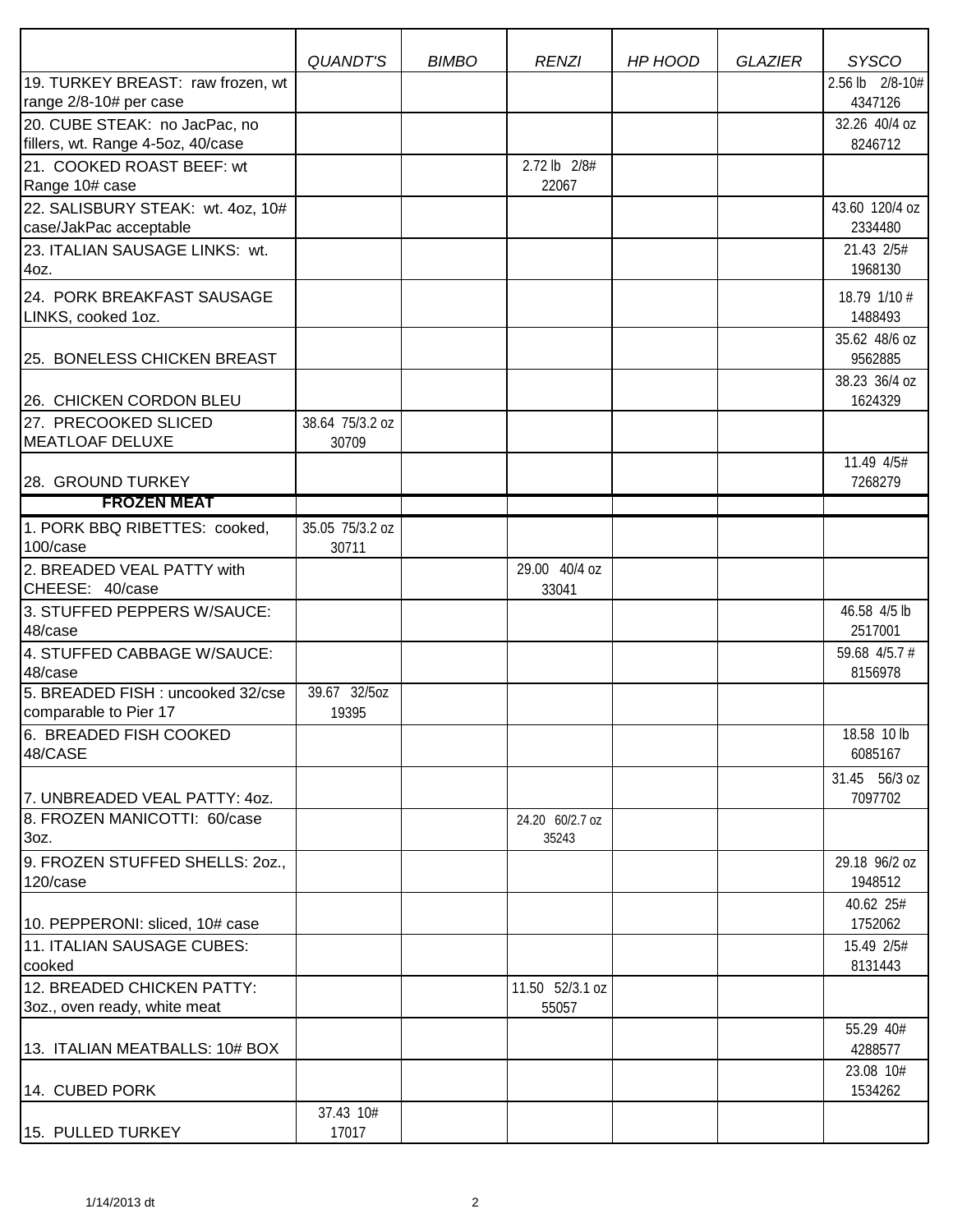| | QUANDT'S | BIMBO | RENZI | HP HOOD | GLAZIER | SYSCO |
|---|---|---|---|---|---|---|
| 19. TURKEY BREAST: raw frozen, wt range 2/8-10# per case | | | | | | 2.56 lb 2/8-10# 4347126 |
| 20. CUBE STEAK: no JacPac, no fillers, wt. Range 4-5oz, 40/case | | | | | | 32.26 40/4 oz 8246712 |
| 21. COOKED ROAST BEEF: wt Range 10# case | | | 2.72 lb 2/8# 22067 | | | |
| 22. SALISBURY STEAK: wt. 4oz, 10# case/JakPac acceptable | | | | | | 43.60 120/4 oz 2334480 |
| 23. ITALIAN SAUSAGE LINKS: wt. 4oz. | | | | | | 21.43 2/5# 1968130 |
| 24. PORK BREAKFAST SAUSAGE LINKS, cooked 1oz. | | | | | | 18.79 1/10 # 1488493 |
| 25. BONELESS CHICKEN BREAST | | | | | | 35.62 48/6 oz 9562885 |
| 26. CHICKEN CORDON BLEU | | | | | | 38.23 36/4 oz 1624329 |
| 27. PRECOOKED SLICED MEATLOAF DELUXE | 38.64 75/3.2 oz 30709 | | | | | |
| 28. GROUND TURKEY | | | | | | 11.49 4/5# 7268279 |
| **FROZEN MEAT** | | | | | | |
| 1. PORK BBQ RIBETTES: cooked, 100/case | 35.05 75/3.2 oz 30711 | | | | | |
| 2. BREADED VEAL PATTY with CHEESE: 40/case | | | 29.00 40/4 oz 33041 | | | |
| 3. STUFFED PEPPERS W/SAUCE: 48/case | | | | | | 46.58 4/5 lb 2517001 |
| 4. STUFFED CABBAGE W/SAUCE: 48/case | | | | | | 59.68 4/5.7 # 8156978 |
| 5. BREADED FISH : uncooked 32/cse comparable to Pier 17 | 39.67 32/5oz 19395 | | | | | |
| 6. BREADED FISH COOKED 48/CASE | | | | | | 18.58 10 lb 6085167 |
| 7. UNBREADED VEAL PATTY: 4oz. | | | | | | 31.45 56/3 oz 7097702 |
| 8. FROZEN MANICOTTI: 60/case 3oz. | | | 24.20 60/2.7 oz 35243 | | | |
| 9. FROZEN STUFFED SHELLS: 2oz., 120/case | | | | | | 29.18 96/2 oz 1948512 |
| 10. PEPPERONI: sliced, 10# case | | | | | | 40.62 25# 1752062 |
| 11. ITALIAN SAUSAGE CUBES: cooked | | | | | | 15.49 2/5# 8131443 |
| 12. BREADED CHICKEN PATTY: 3oz., oven ready, white meat | | | 11.50 52/3.1 oz 55057 | | | |
| 13. ITALIAN MEATBALLS: 10# BOX | | | | | | 55.29 40# 4288577 |
| 14. CUBED PORK | | | | | | 23.08 10# 1534262 |
| 15. PULLED TURKEY | 37.43 10# 17017 | | | | | |

1/14/2013 dt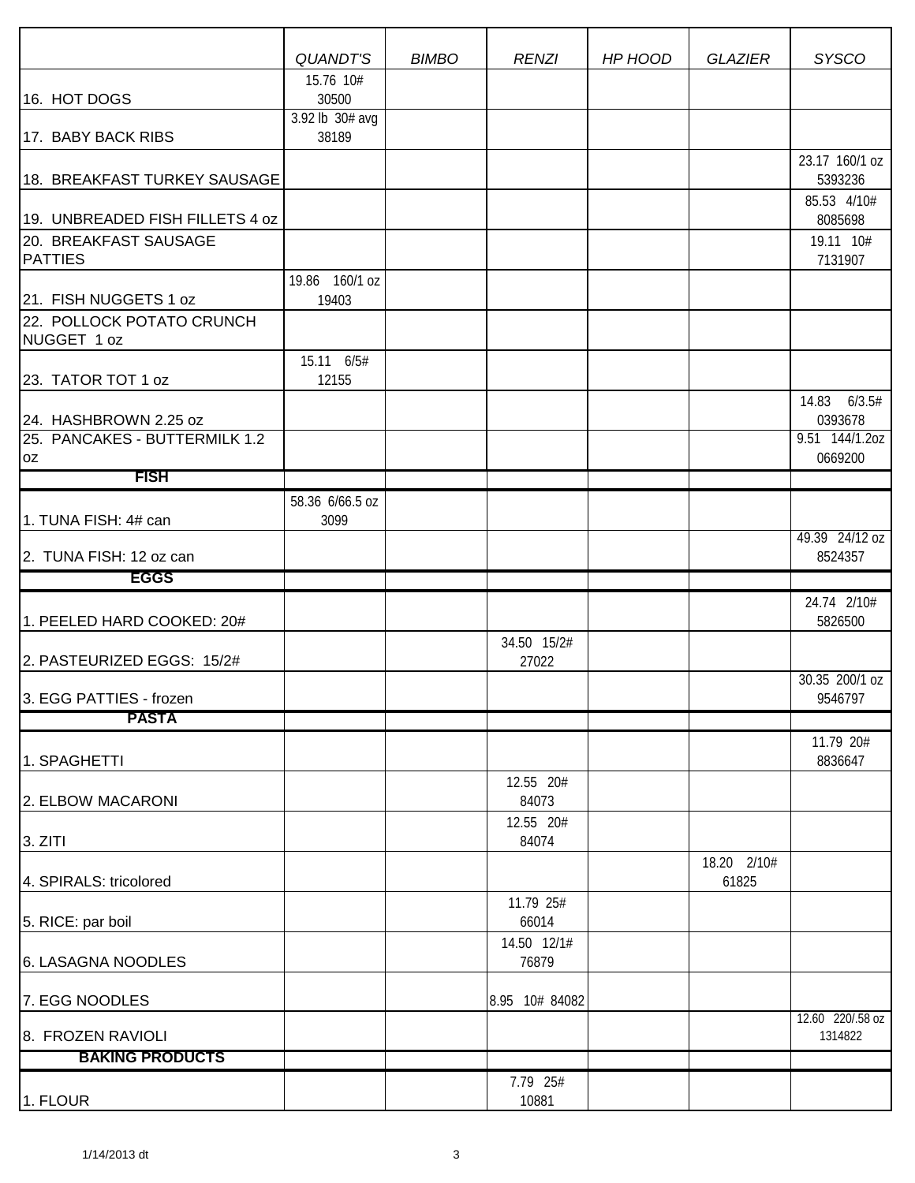| | QUANDT'S | BIMBO | RENZI | HP HOOD | GLAZIER | SYSCO |
|---|---|---|---|---|---|---|
| 16. HOT DOGS | 15.76 10# 30500 | | | | | |
| 17. BABY BACK RIBS | 3.92 lb 30# avg 38189 | | | | | |
| 18. BREAKFAST TURKEY SAUSAGE | | | | | | 23.17 160/1 oz 5393236 |
| 19. UNBREADED FISH FILLETS 4 oz | | | | | | 85.53 4/10# 8085698 |
| 20. BREAKFAST SAUSAGE PATTIES | | | | | | 19.11 10# 7131907 |
| 21. FISH NUGGETS 1 oz | 19.86 160/1 oz 19403 | | | | | |
| 22. POLLOCK POTATO CRUNCH NUGGET 1 oz | | | | | | |
| 23. TATOR TOT 1 oz | 15.11 6/5# 12155 | | | | | |
| 24. HASHBROWN 2.25 oz | | | | | | 14.83 6/3.5# 0393678 |
| 25. PANCAKES - BUTTERMILK 1.2 oz | | | | | | 9.51 144/1.2oz 0669200 |
| **FISH** | | | | | | |
| 1. TUNA FISH: 4# can | 58.36 6/66.5 oz 3099 | | | | | |
| 2. TUNA FISH: 12 oz can | | | | | | 49.39 24/12 oz 8524357 |
| **EGGS** | | | | | | |
| 1. PEELED HARD COOKED: 20# | | | | | | 24.74 2/10# 5826500 |
| 2. PASTEURIZED EGGS: 15/2# | | | 34.50 15/2# 27022 | | | |
| 3. EGG PATTIES - frozen | | | | | | 30.35 200/1 oz 9546797 |
| **PASTA** | | | | | | |
| 1. SPAGHETTI | | | | | | 11.79 20# 8836647 |
| 2. ELBOW MACARONI | | | 12.55 20# 84073 | | | |
| 3. ZITI | | | 12.55 20# 84074 | | | |
| 4. SPIRALS: tricolored | | | | | 18.20 2/10# 61825 | |
| 5. RICE: par boil | | | 11.79 25# 66014 | | | |
| 6. LASAGNA NOODLES | | | 14.50 12/1# 76879 | | | |
| 7. EGG NOODLES | | | 8.95 10# 84082 | | | |
| 8. FROZEN RAVIOLI | | | | | | 12.60 220/.58 oz 1314822 |
| **BAKING PRODUCTS** | | | | | | |
| 1. FLOUR | | | 7.79 25# 10881 | | | |

1/14/2013 dt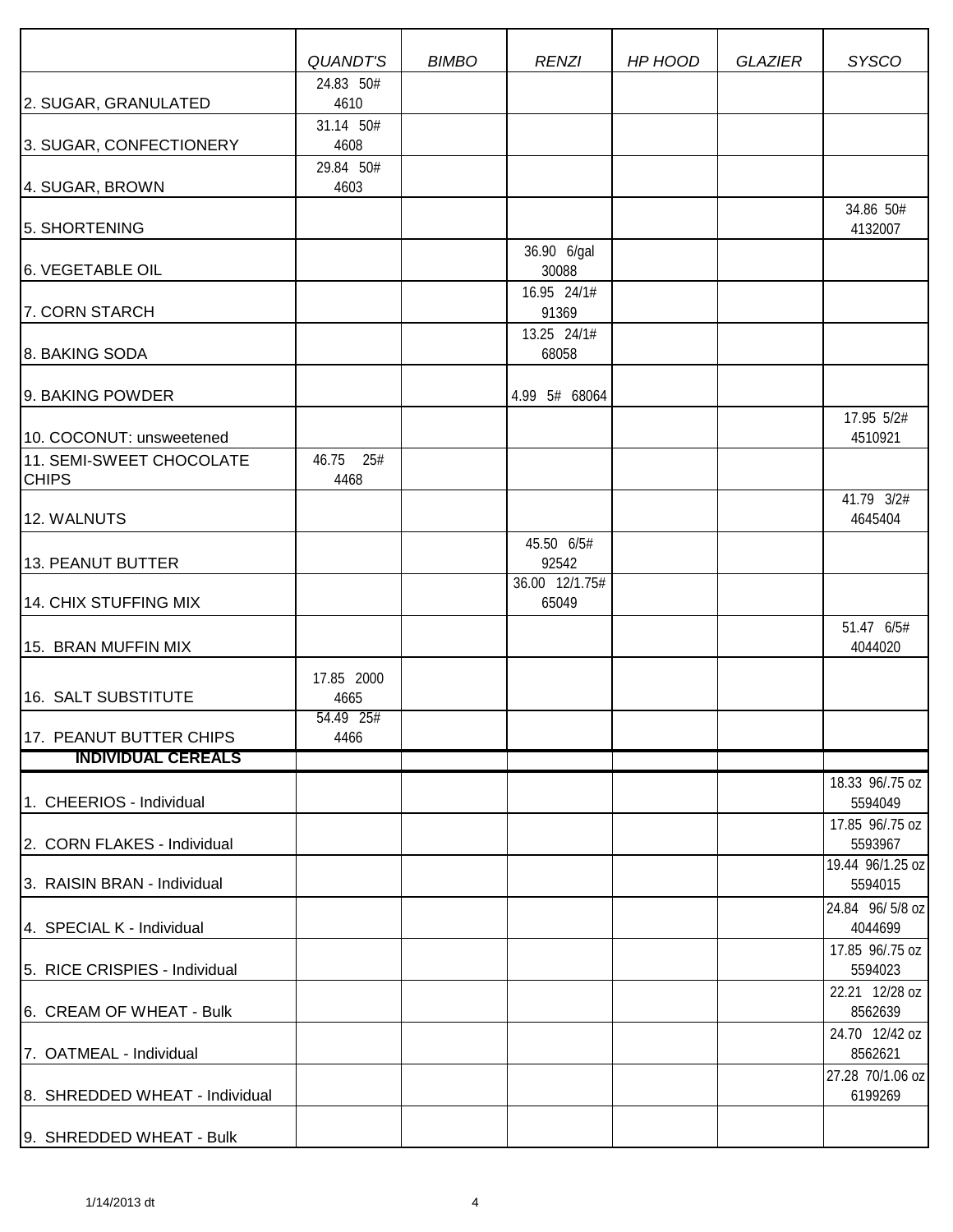| | QUANDT'S | BIMBO | RENZI | HP HOOD | GLAZIER | SYSCO |
|---|---|---|---|---|---|---|
| 2. SUGAR, GRANULATED | 24.83 50# 4610 | | | | | |
| 3. SUGAR, CONFECTIONERY | 31.14 50# 4608 | | | | | |
| 4. SUGAR, BROWN | 29.84 50# 4603 | | | | | |
| 5. SHORTENING | | | | | | 34.86 50# 4132007 |
| 6. VEGETABLE OIL | | | 36.90 6/gal 30088 | | | |
| 7. CORN STARCH | | | 16.95 24/1# 91369 | | | |
| 8. BAKING SODA | | | 13.25 24/1# 68058 | | | |
| 9. BAKING POWDER | | | 4.99 5# 68064 | | | |
| 10. COCONUT: unsweetened | | | | | | 17.95 5/2# 4510921 |
| 11. SEMI-SWEET CHOCOLATE CHIPS | 46.75 25# 4468 | | | | | |
| 12. WALNUTS | | | | | | 41.79 3/2# 4645404 |
| 13. PEANUT BUTTER | | | 45.50 6/5# 92542 | | | |
| 14. CHIX STUFFING MIX | | | 36.00 12/1.75# 65049 | | | |
| 15. BRAN MUFFIN MIX | | | | | | 51.47 6/5# 4044020 |
| 16. SALT SUBSTITUTE | 17.85 2000 4665 | | | | | |
| 17. PEANUT BUTTER CHIPS | 54.49 25# 4466 | | | | | |
| **INDIVIDUAL CEREALS** | | | | | | |
| 1. CHEERIOS - Individual | | | | | | 18.33 96/.75 oz 5594049 |
| 2. CORN FLAKES - Individual | | | | | | 17.85 96/.75 oz 5593967 |
| 3. RAISIN BRAN - Individual | | | | | | 19.44 96/1.25 oz 5594015 |
| 4. SPECIAL K - Individual | | | | | | 24.84 96/ 5/8 oz 4044699 |
| 5. RICE CRISPIES - Individual | | | | | | 17.85 96/.75 oz 5594023 |
| 6. CREAM OF WHEAT - Bulk | | | | | | 22.21 12/28 oz 8562639 |
| 7. OATMEAL - Individual | | | | | | 24.70 12/42 oz 8562621 |
| 8. SHREDDED WHEAT - Individual | | | | | | 27.28 70/1.06 oz 6199269 |
| 9. SHREDDED WHEAT - Bulk | | | | | | |

1/14/2013 dt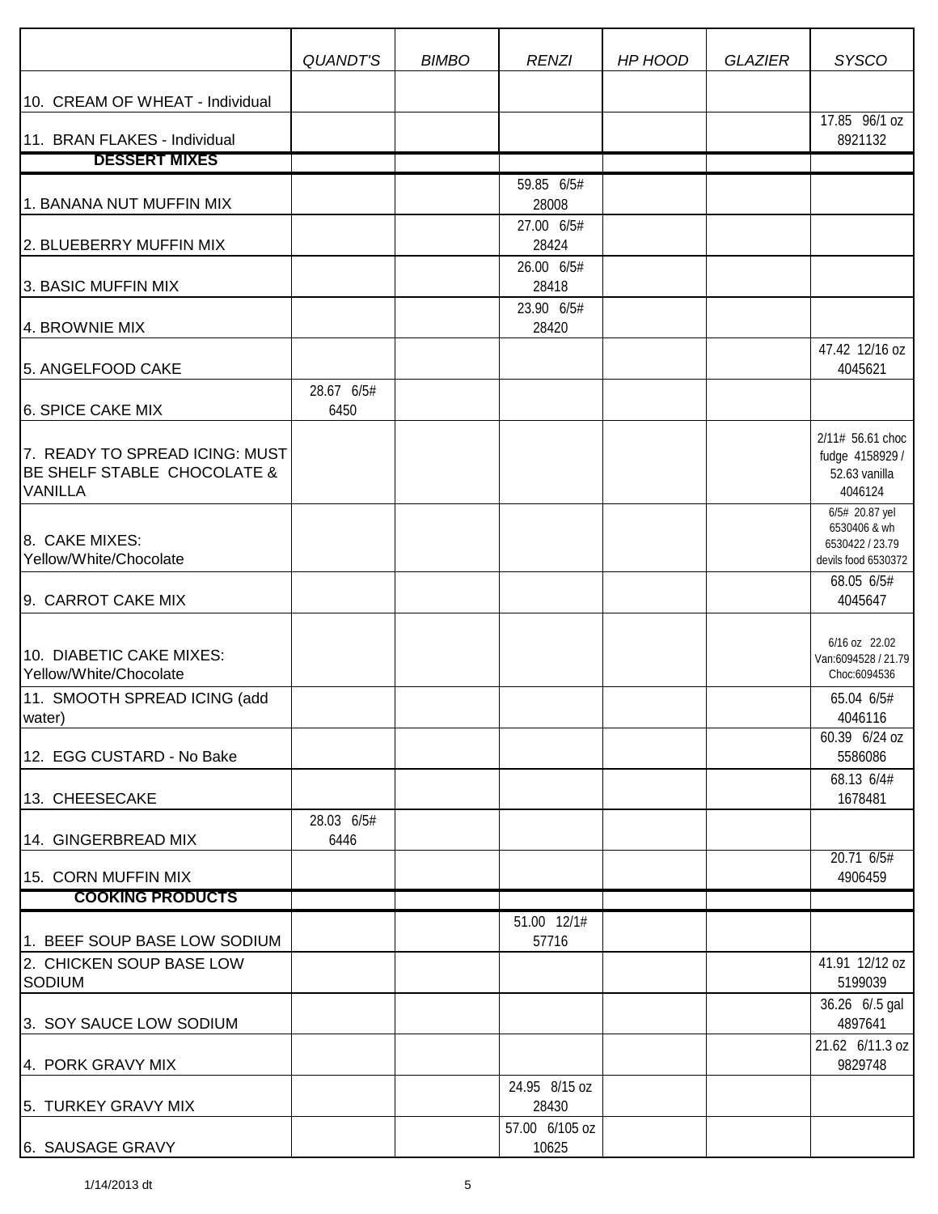| | QUANDT'S | BIMBO | RENZI | HP HOOD | GLAZIER | SYSCO |
|---|---|---|---|---|---|---|
| 10. CREAM OF WHEAT - Individual | | | | | | |
| 11. BRAN FLAKES - Individual | | | | | | 17.85 96/1 oz 8921132 |
| **DESSERT MIXES** | | | | | | |
| 1. BANANA NUT MUFFIN MIX | | | 59.85 6/5# 28008 | | | |
| 2. BLUEBERRY MUFFIN MIX | | | 27.00 6/5# 28424 | | | |
| 3. BASIC MUFFIN MIX | | | 26.00 6/5# 28418 | | | |
| 4. BROWNIE MIX | | | 23.90 6/5# 28420 | | | |
| 5. ANGELFOOD CAKE | | | | | | 47.42 12/16 oz 4045621 |
| 6. SPICE CAKE MIX | 28.67 6/5# 6450 | | | | | |
| 7. READY TO SPREAD ICING: MUST BE SHELF STABLE CHOCOLATE & VANILLA | | | | | | 2/11# 56.61 choc fudge 4158929 / 52.63 vanilla 4046124 |
| 8. CAKE MIXES: Yellow/White/Chocolate | | | | | | 6/5# 20.87 yel 6530406 & wh 6530422 / 23.79 devils food 6530372 |
| 9. CARROT CAKE MIX | | | | | | 68.05 6/5# 4045647 |
| 10. DIABETIC CAKE MIXES: Yellow/White/Chocolate | | | | | | 6/16 oz 22.02 Van:6094528 / 21.79 Choc:6094536 |
| 11. SMOOTH SPREAD ICING (add water) | | | | | | 65.04 6/5# 4046116 |
| 12. EGG CUSTARD - No Bake | | | | | | 60.39 6/24 oz 5586086 |
| 13. CHEESECAKE | | | | | | 68.13 6/4# 1678481 |
| 14. GINGERBREAD MIX | 28.03 6/5# 6446 | | | | | |
| 15. CORN MUFFIN MIX | | | | | | 20.71 6/5# 4906459 |
| **COOKING PRODUCTS** | | | | | | |
| 1. BEEF SOUP BASE LOW SODIUM | | | 51.00 12/1# 57716 | | | |
| 2. CHICKEN SOUP BASE LOW SODIUM | | | | | | 41.91 12/12 oz 5199039 |
| 3. SOY SAUCE LOW SODIUM | | | | | | 36.26 6/.5 gal 4897641 |
| 4. PORK GRAVY MIX | | | | | | 21.62 6/11.3 oz 9829748 |
| 5. TURKEY GRAVY MIX | | | 24.95 8/15 oz 28430 | | | |
| 6. SAUSAGE GRAVY | | | 57.00 6/105 oz 10625 | | | |

1/14/2013 dt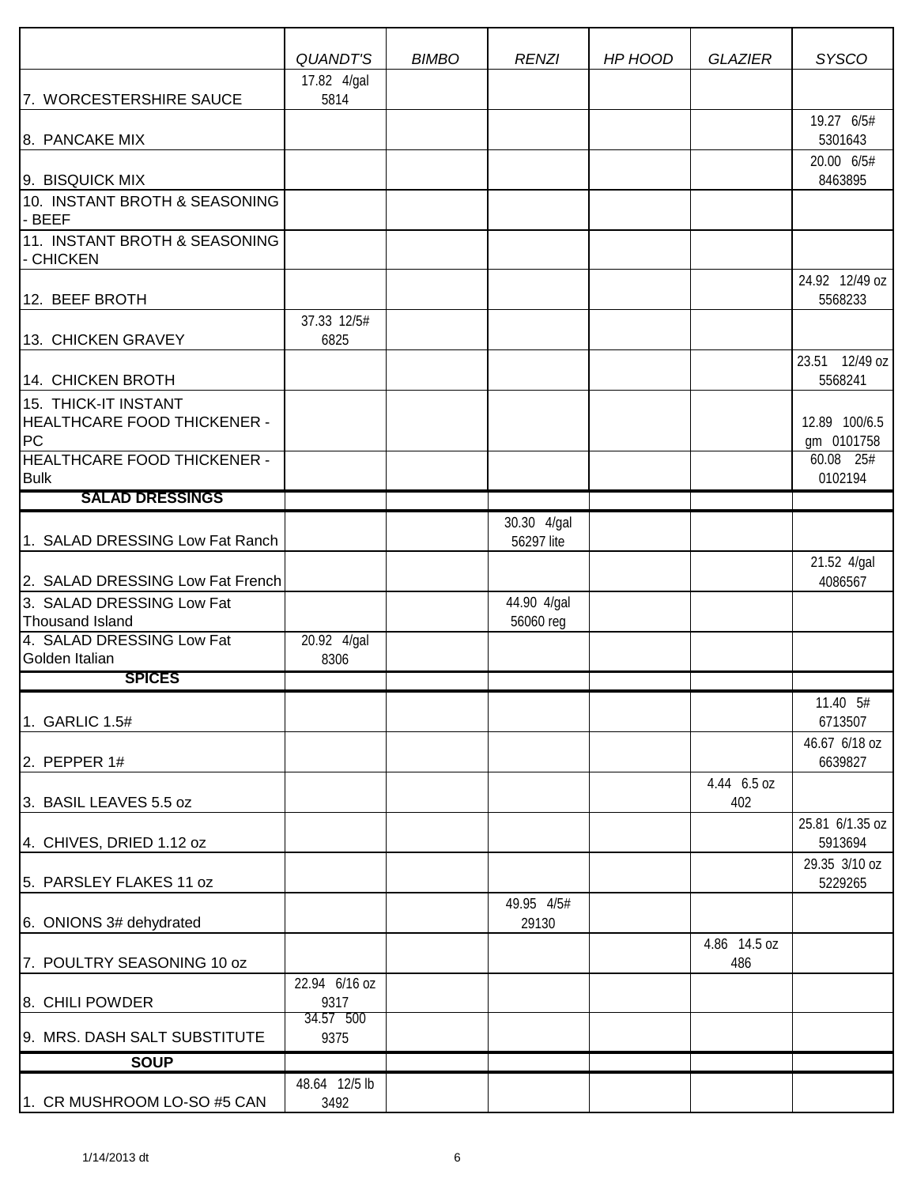| | QUANDT'S | BIMBO | RENZI | HP HOOD | GLAZIER | SYSCO |
|---|---|---|---|---|---|---|
| 7. WORCESTERSHIRE SAUCE | 17.82 4/gal 5814 | | | | | |
| 8. PANCAKE MIX | | | | | | 19.27 6/5# 5301643 |
| 9. BISQUICK MIX | | | | | | 20.00 6/5# 8463895 |
| 10. INSTANT BROTH & SEASONING - BEEF | | | | | | |
| 11. INSTANT BROTH & SEASONING - CHICKEN | | | | | | |
| 12. BEEF BROTH | | | | | | 24.92 12/49 oz 5568233 |
| 13. CHICKEN GRAVEY | 37.33 12/5# 6825 | | | | | |
| 14. CHICKEN BROTH | | | | | | 23.51 12/49 oz 5568241 |
| 15. THICK-IT INSTANT HEALTHCARE FOOD THICKENER - PC | | | | | | 12.89 100/6.5 gm 0101758 |
| HEALTHCARE FOOD THICKENER - Bulk | | | | | | 60.08 25# 0102194 |
| **SALAD DRESSINGS** | | | | | | |
| 1. SALAD DRESSING Low Fat Ranch | | | 30.30 4/gal 56297 lite | | | |
| 2. SALAD DRESSING Low Fat French | | | | | | 21.52 4/gal 4086567 |
| 3. SALAD DRESSING Low Fat Thousand Island | | | 44.90 4/gal 56060 reg | | | |
| 4. SALAD DRESSING Low Fat Golden Italian | 20.92 4/gal 8306 | | | | | |
| **SPICES** | | | | | | |
| 1. GARLIC 1.5# | | | | | | 11.40 5# 6713507 |
| 2. PEPPER 1# | | | | | | 46.67 6/18 oz 6639827 |
| 3. BASIL LEAVES 5.5 oz | | | | | 4.44 6.5 oz 402 | |
| 4. CHIVES, DRIED 1.12 oz | | | | | | 25.81 6/1.35 oz 5913694 |
| 5. PARSLEY FLAKES 11 oz | | | | | | 29.35 3/10 oz 5229265 |
| 6. ONIONS 3# dehydrated | | | 49.95 4/5# 29130 | | | |
| 7. POULTRY SEASONING 10 oz | | | | | 4.86 14.5 oz 486 | |
| 8. CHILI POWDER | 22.94 6/16 oz 9317 | | | | | |
| 9. MRS. DASH SALT SUBSTITUTE | 34.57 500 9375 | | | | | |
| **SOUP** | | | | | | |
| 1. CR MUSHROOM LO-SO #5 CAN | 48.64 12/5 lb 3492 | | | | | |

1/14/2013 dt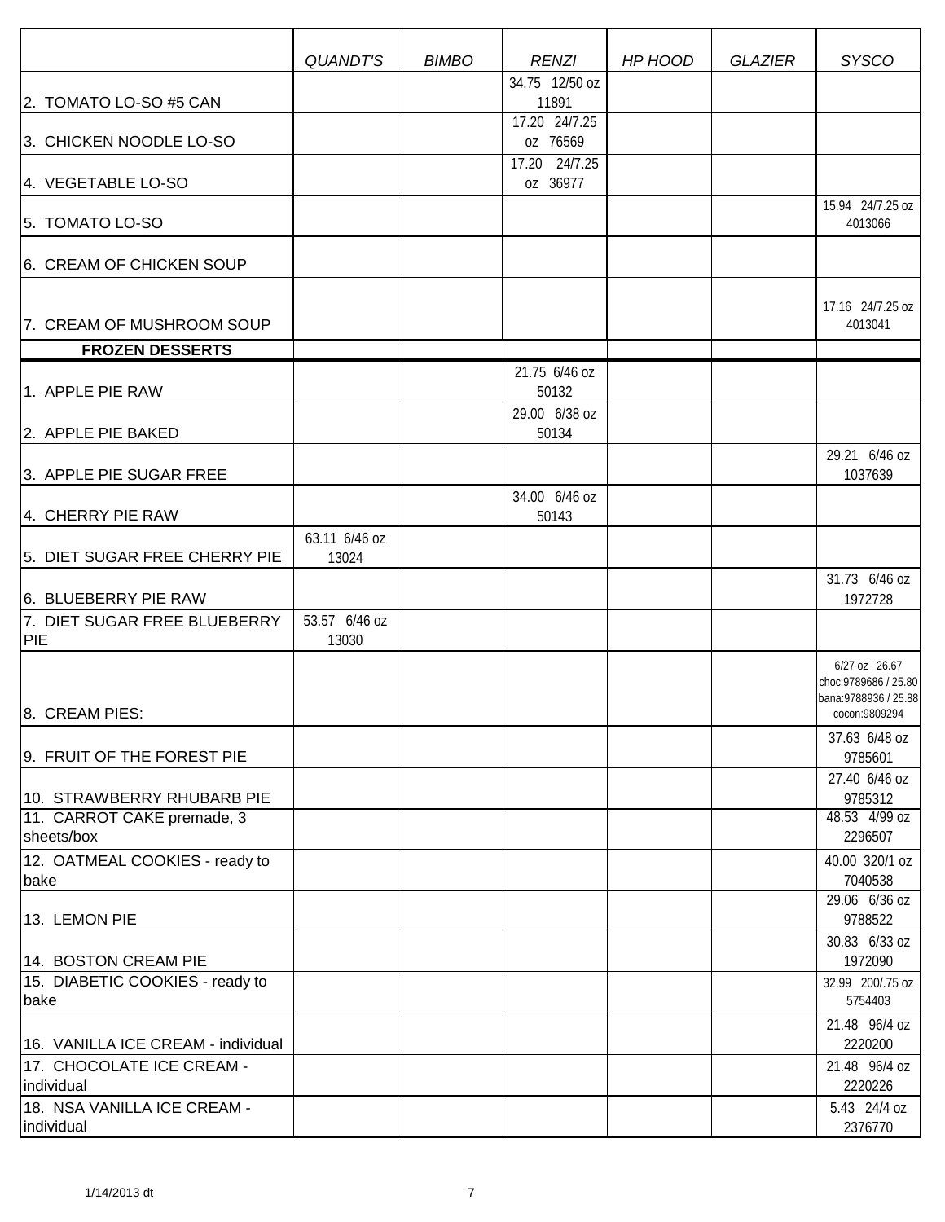| | *QUANDT'S* | *BIMBO* | *RENZI* | *HP HOOD* | *GLAZIER* | *SYSCO* |
|---|---|---|---|---|---|---|
| 2. TOMATO LO-SO #5 CAN | | | 34.75 12/50 oz 11891 | | | |
| 3. CHICKEN NOODLE LO-SO | | | 17.20 24/7.25 oz 76569 | | | |
| 4. VEGETABLE LO-SO | | | 17.20 24/7.25 oz 36977 | | | |
| 5. TOMATO LO-SO | | | | | | 15.94 24/7.25 oz 4013066 |
| 6. CREAM OF CHICKEN SOUP | | | | | | |
| 7. CREAM OF MUSHROOM SOUP | | | | | | 17.16 24/7.25 oz 4013041 |
| **FROZEN DESSERTS** | | | | | | |
| 1. APPLE PIE RAW | | | 21.75 6/46 oz 50132 | | | |
| 2. APPLE PIE BAKED | | | 29.00 6/38 oz 50134 | | | |
| 3. APPLE PIE SUGAR FREE | | | | | | 29.21 6/46 oz 1037639 |
| 4. CHERRY PIE RAW | | | 34.00 6/46 oz 50143 | | | |
| 5. DIET SUGAR FREE CHERRY PIE | 63.11 6/46 oz 13024 | | | | | |
| 6. BLUEBERRY PIE RAW | | | | | | 31.73 6/46 oz 1972728 |
| 7. DIET SUGAR FREE BLUEBERRY PIE | 53.57 6/46 oz 13030 | | | | | |
| 8. CREAM PIES: | | | | | | 6/27 oz 26.67 choc:9789686 / 25.80 bana:9788936 / 25.88 cocon:9809294 |
| 9. FRUIT OF THE FOREST PIE | | | | | | 37.63 6/48 oz 9785601 |
| 10. STRAWBERRY RHUBARB PIE | | | | | | 27.40 6/46 oz 9785312 |
| 11. CARROT CAKE premade, 3 sheets/box | | | | | | 48.53 4/99 oz 2296507 |
| 12. OATMEAL COOKIES - ready to bake | | | | | | 40.00 320/1 oz 7040538 |
| 13. LEMON PIE | | | | | | 29.06 6/36 oz 9788522 |
| 14. BOSTON CREAM PIE | | | | | | 30.83 6/33 oz 1972090 |
| 15. DIABETIC COOKIES - ready to bake | | | | | | 32.99 200/.75 oz 5754403 |
| 16. VANILLA ICE CREAM - individual | | | | | | 21.48 96/4 oz 2220200 |
| 17. CHOCOLATE ICE CREAM - individual | | | | | | 21.48 96/4 oz 2220226 |
| 18. NSA VANILLA ICE CREAM - individual | | | | | | 5.43 24/4 oz 2376770 |

1/14/2013 dt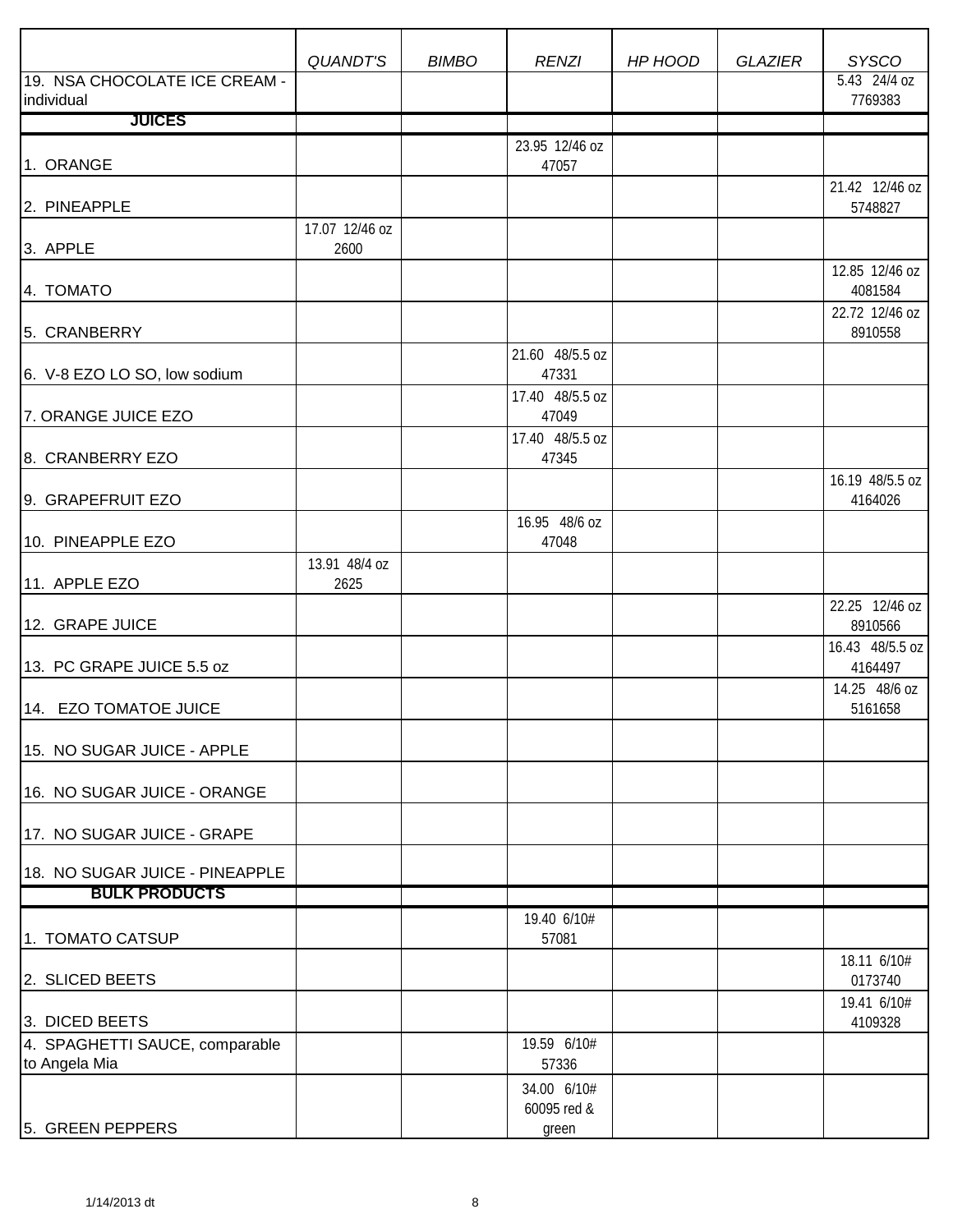| | QUANDT'S | BIMBO | RENZI | HP HOOD | GLAZIER | SYSCO |
|---|---|---|---|---|---|---|
| 19. NSA CHOCOLATE ICE CREAM - individual | | | | | | 5.43 24/4 oz 7769383 |
| **JUICES** | | | | | | |
| 1. ORANGE | | | 23.95 12/46 oz 47057 | | | |
| 2. PINEAPPLE | | | | | | 21.42 12/46 oz 5748827 |
| 3. APPLE | 17.07 12/46 oz 2600 | | | | | |
| 4. TOMATO | | | | | | 12.85 12/46 oz 4081584 |
| 5. CRANBERRY | | | | | | 22.72 12/46 oz 8910558 |
| 6. V-8 EZO LO SO, low sodium | | | 21.60 48/5.5 oz 47331 | | | |
| 7. ORANGE JUICE EZO | | | 17.40 48/5.5 oz 47049 | | | |
| 8. CRANBERRY EZO | | | 17.40 48/5.5 oz 47345 | | | |
| 9. GRAPEFRUIT EZO | | | | | | 16.19 48/5.5 oz 4164026 |
| 10. PINEAPPLE EZO | | | 16.95 48/6 oz 47048 | | | |
| 11. APPLE EZO | 13.91 48/4 oz 2625 | | | | | |
| 12. GRAPE JUICE | | | | | | 22.25 12/46 oz 8910566 |
| 13. PC GRAPE JUICE 5.5 oz | | | | | | 16.43 48/5.5 oz 4164497 |
| 14. EZO TOMATOE JUICE | | | | | | 14.25 48/6 oz 5161658 |
| 15. NO SUGAR JUICE - APPLE | | | | | | |
| 16. NO SUGAR JUICE - ORANGE | | | | | | |
| 17. NO SUGAR JUICE - GRAPE | | | | | | |
| 18. NO SUGAR JUICE - PINEAPPLE | | | | | | |
| **BULK PRODUCTS** | | | | | | |
| 1. TOMATO CATSUP | | | 19.40 6/10# 57081 | | | |
| 2. SLICED BEETS | | | | | | 18.11 6/10# 0173740 |
| 3. DICED BEETS | | | | | | 19.41 6/10# 4109328 |
| 4. SPAGHETTI SAUCE, comparable to Angela Mia | | | 19.59 6/10# 57336 | | | |
| 5. GREEN PEPPERS | | | 34.00 6/10# 60095 red & green | | | |

1/14/2013 dt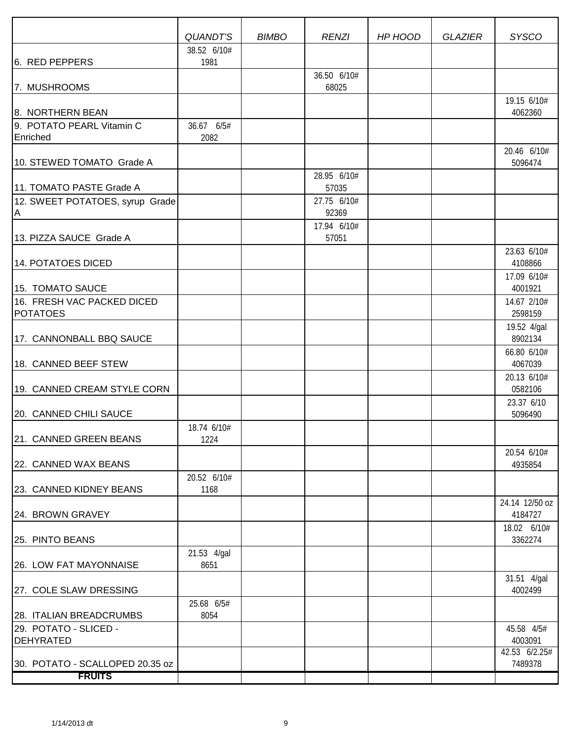| | QUANDT'S | BIMBO | RENZI | HP HOOD | GLAZIER | SYSCO |
|---|---|---|---|---|---|---|
| 6. RED PEPPERS | 38.52 6/10# 1981 | | | | | |
| 7. MUSHROOMS | | | 36.50 6/10# 68025 | | | |
| 8. NORTHERN BEAN | | | | | | 19.15 6/10# 4062360 |
| 9. POTATO PEARL Vitamin C Enriched | 36.67 6/5# 2082 | | | | | |
| 10. STEWED TOMATO Grade A | | | | | | 20.46 6/10# 5096474 |
| 11. TOMATO PASTE Grade A | | | 28.95 6/10# 57035 | | | |
| 12. SWEET POTATOES, syrup Grade A | | | 27.75 6/10# 92369 | | | |
| 13. PIZZA SAUCE Grade A | | | 17.94 6/10# 57051 | | | |
| 14. POTATOES DICED | | | | | | 23.63 6/10# 4108866 |
| 15. TOMATO SAUCE | | | | | | 17.09 6/10# 4001921 |
| 16. FRESH VAC PACKED DICED POTATOES | | | | | | 14.67 2/10# 2598159 |
| 17. CANNONBALL BBQ SAUCE | | | | | | 19.52 4/gal 8902134 |
| 18. CANNED BEEF STEW | | | | | | 66.80 6/10# 4067039 |
| 19. CANNED CREAM STYLE CORN | | | | | | 20.13 6/10# 0582106 |
| 20. CANNED CHILI SAUCE | | | | | | 23.37 6/10 5096490 |
| 21. CANNED GREEN BEANS | 18.74 6/10# 1224 | | | | | |
| 22. CANNED WAX BEANS | | | | | | 20.54 6/10# 4935854 |
| 23. CANNED KIDNEY BEANS | 20.52 6/10# 1168 | | | | | |
| 24. BROWN GRAVEY | | | | | | 24.14 12/50 oz 4184727 |
| 25. PINTO BEANS | | | | | | 18.02 6/10# 3362274 |
| 26. LOW FAT MAYONNAISE | 21.53 4/gal 8651 | | | | | |
| 27. COLE SLAW DRESSING | | | | | | 31.51 4/gal 4002499 |
| 28. ITALIAN BREADCRUMBS | 25.68 6/5# 8054 | | | | | |
| 29. POTATO - SLICED - DEHYRATED | | | | | | 45.58 4/5# 4003091 |
| 30. POTATO - SCALLOPED 20.35 oz | | | | | | 42.53 6/2.25# 7489378 |
| **FRUITS** | | | | | | |

1/14/2013 dt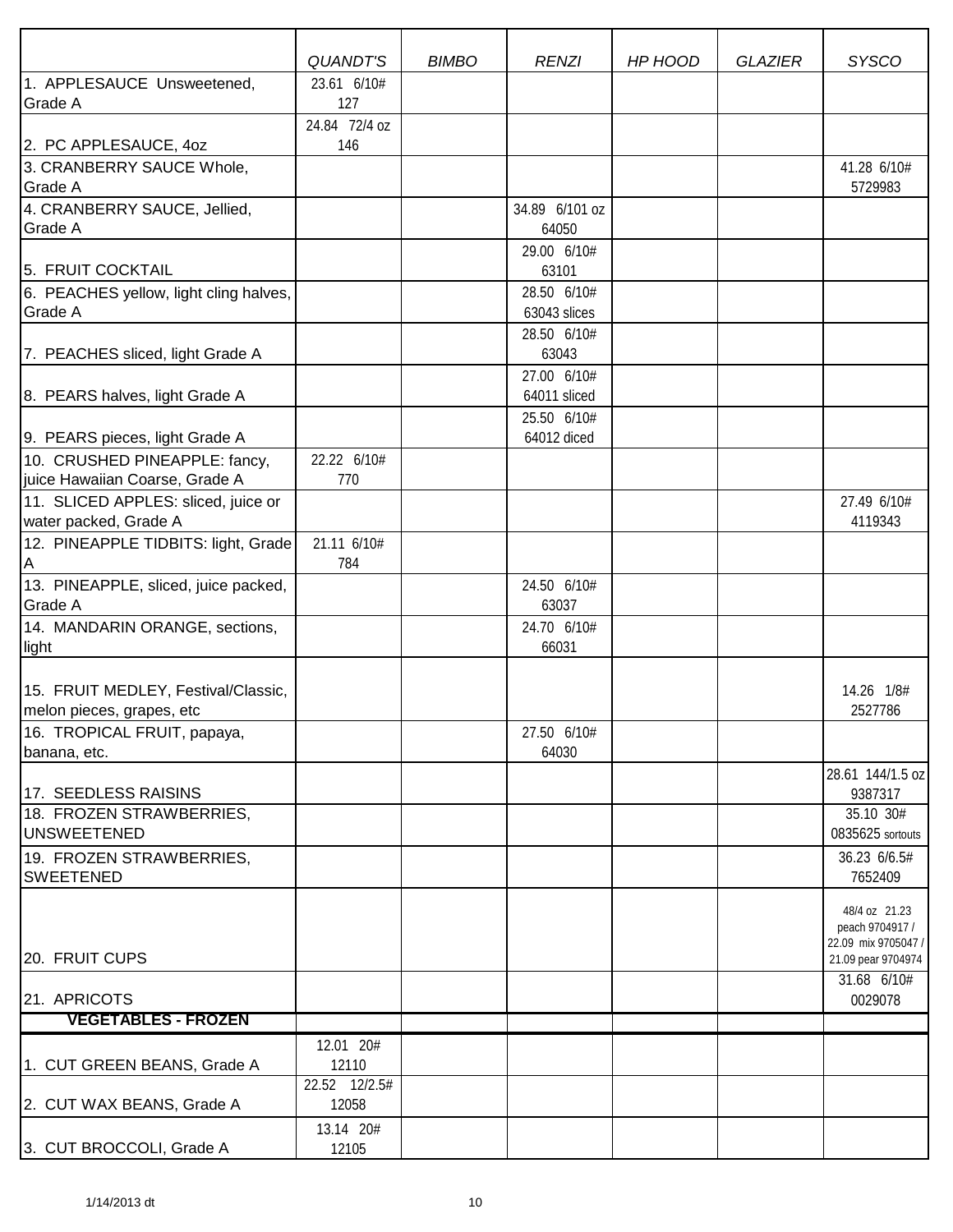| | QUANDT'S | BIMBO | RENZI | HP HOOD | GLAZIER | SYSCO |
|---|---|---|---|---|---|---|
| 1. APPLESAUCE Unsweetened, Grade A | 23.61 6/10# 127 | | | | | |
| 2. PC APPLESAUCE, 4oz | 24.84 72/4 oz 146 | | | | | |
| 3. CRANBERRY SAUCE Whole, Grade A | | | | | | 41.28 6/10# 5729983 |
| 4. CRANBERRY SAUCE, Jellied, Grade A | | | 34.89 6/101 oz 64050 | | | |
| 5. FRUIT COCKTAIL | | | 29.00 6/10# 63101 | | | |
| 6. PEACHES yellow, light cling halves, Grade A | | | 28.50 6/10# 63043 slices | | | |
| 7. PEACHES sliced, light Grade A | | | 28.50 6/10# 63043 | | | |
| 8. PEARS halves, light Grade A | | | 27.00 6/10# 64011 sliced | | | |
| 9. PEARS pieces, light Grade A | | | 25.50 6/10# 64012 diced | | | |
| 10. CRUSHED PINEAPPLE: fancy, juice Hawaiian Coarse, Grade A | 22.22 6/10# 770 | | | | | |
| 11. SLICED APPLES: sliced, juice or water packed, Grade A | | | | | | 27.49 6/10# 4119343 |
| 12. PINEAPPLE TIDBITS: light, Grade A | 21.11 6/10# 784 | | | | | |
| 13. PINEAPPLE, sliced, juice packed, Grade A | | | 24.50 6/10# 63037 | | | |
| 14. MANDARIN ORANGE, sections, light | | | 24.70 6/10# 66031 | | | |
| 15. FRUIT MEDLEY, Festival/Classic, melon pieces, grapes, etc | | | | | | 14.26 1/8# 2527786 |
| 16. TROPICAL FRUIT, papaya, banana, etc. | | | 27.50 6/10# 64030 | | | |
| 17. SEEDLESS RAISINS | | | | | | 28.61 144/1.5 oz 9387317 |
| 18. FROZEN STRAWBERRIES, UNSWEETENED | | | | | | 35.10 30# 0835625 sortouts |
| 19. FROZEN STRAWBERRIES, SWEETENED | | | | | | 36.23 6/6.5# 7652409 |
| 20. FRUIT CUPS | | | | | | 48/4 oz 21.23 peach 9704917 / 22.09 mix 9705047 / 21.09 pear 9704974 |
| 21. APRICOTS | | | | | | 31.68 6/10# 0029078 |
| **VEGETABLES - FROZEN** | | | | | | |
| 1. CUT GREEN BEANS, Grade A | 12.01 20# 12110 | | | | | |
| 2. CUT WAX BEANS, Grade A | 22.52 12/2.5# 12058 | | | | | |
| 3. CUT BROCCOLI, Grade A | 13.14 20# 12105 | | | | | |

1/14/2013 dt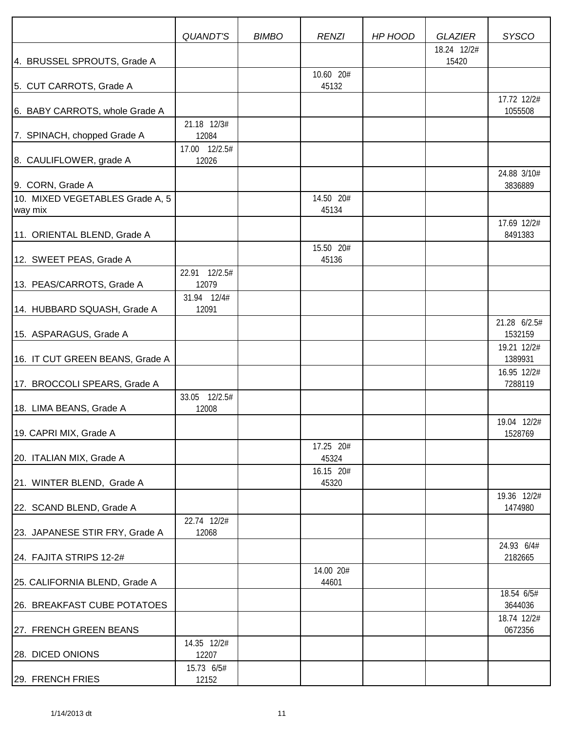| | QUANDT'S | BIMBO | RENZI | HP HOOD | GLAZIER | SYSCO |
|---|---|---|---|---|---|---|
| 4. BRUSSEL SPROUTS, Grade A | | | | | 18.24 12/2# 15420 | |
| 5. CUT CARROTS, Grade A | | | 10.60 20# 45132 | | | |
| 6. BABY CARROTS, whole Grade A | | | | | | 17.72 12/2# 1055508 |
| 7. SPINACH, chopped Grade A | 21.18 12/3# 12084 | | | | | |
| 8. CAULIFLOWER, grade A | 17.00 12/2.5# 12026 | | | | | |
| 9. CORN, Grade A | | | | | | 24.88 3/10# 3836889 |
| 10. MIXED VEGETABLES Grade A, 5 way mix | | | 14.50 20# 45134 | | | |
| 11. ORIENTAL BLEND, Grade A | | | | | | 17.69 12/2# 8491383 |
| 12. SWEET PEAS, Grade A | | | 15.50 20# 45136 | | | |
| 13. PEAS/CARROTS, Grade A | 22.91 12/2.5# 12079 | | | | | |
| 14. HUBBARD SQUASH, Grade A | 31.94 12/4# 12091 | | | | | |
| 15. ASPARAGUS, Grade A | | | | | | 21.28 6/2.5# 1532159 |
| 16. IT CUT GREEN BEANS, Grade A | | | | | | 19.21 12/2# 1389931 |
| 17. BROCCOLI SPEARS, Grade A | | | | | | 16.95 12/2# 7288119 |
| 18. LIMA BEANS, Grade A | 33.05 12/2.5# 12008 | | | | | |
| 19. CAPRI MIX, Grade A | | | | | | 19.04 12/2# 1528769 |
| 20. ITALIAN MIX, Grade A | | | 17.25 20# 45324 | | | |
| 21. WINTER BLEND, Grade A | | | 16.15 20# 45320 | | | |
| 22. SCAND BLEND, Grade A | | | | | | 19.36 12/2# 1474980 |
| 23. JAPANESE STIR FRY, Grade A | 22.74 12/2# 12068 | | | | | |
| 24. FAJITA STRIPS 12-2# | | | | | | 24.93 6/4# 2182665 |
| 25. CALIFORNIA BLEND, Grade A | | | 14.00 20# 44601 | | | |
| 26. BREAKFAST CUBE POTATOES | | | | | | 18.54 6/5# 3644036 |
| 27. FRENCH GREEN BEANS | | | | | | 18.74 12/2# 0672356 |
| 28. DICED ONIONS | 14.35 12/2# 12207 | | | | | |
| 29. FRENCH FRIES | 15.73 6/5# 12152 | | | | | |

1/14/2013 dt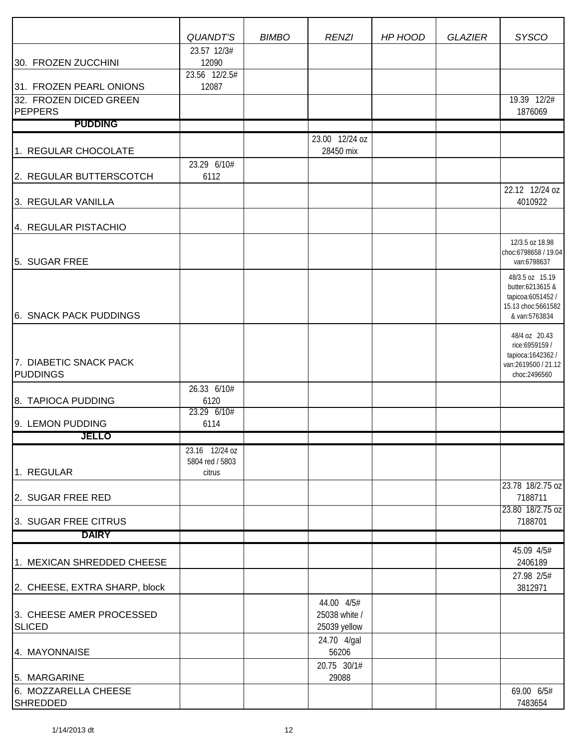| | QUANDT'S | BIMBO | RENZI | HP HOOD | GLAZIER | SYSCO |
|---|---|---|---|---|---|---|
| 30. FROZEN ZUCCHINI | 23.57 12/3# 12090 | | | | | |
| 31. FROZEN PEARL ONIONS | 23.56 12/2.5# 12087 | | | | | |
| 32. FROZEN DICED GREEN PEPPERS | | | | | | 19.39 12/2# 1876069 |
| **PUDDING** | | | | | | |
| 1. REGULAR CHOCOLATE | | | 23.00 12/24 oz 28450 mix | | | |
| 2. REGULAR BUTTERSCOTCH | 23.29 6/10# 6112 | | | | | |
| 3. REGULAR VANILLA | | | | | | 22.12 12/24 oz 4010922 |
| 4. REGULAR PISTACHIO | | | | | | |
| 5. SUGAR FREE | | | | | | 12/3.5 oz 18.98 choc:6798658 / 19.04 van:6798637 |
| 6. SNACK PACK PUDDINGS | | | | | | 48/3.5 oz 15.19 butter:6213615 & tapicoa:6051452 / 15.13 choc:5661582 & van:5763834 |
| 7. DIABETIC SNACK PACK PUDDINGS | | | | | | 48/4 oz 20.43 rice:6959159 / tapioca:1642362 / van:2619500 / 21.12 choc:2496560 |
| 8. TAPIOCA PUDDING | 26.33 6/10# 6120 | | | | | |
| 9. LEMON PUDDING | 23.29 6/10# 6114 | | | | | |
| **JELLO** | | | | | | |
| 1. REGULAR | 23.16 12/24 oz 5804 red / 5803 citrus | | | | | |
| 2. SUGAR FREE RED | | | | | | 23.78 18/2.75 oz 7188711 |
| 3. SUGAR FREE CITRUS | | | | | | 23.80 18/2.75 oz 7188701 |
| **DAIRY** | | | | | | |
| 1. MEXICAN SHREDDED CHEESE | | | | | | 45.09 4/5# 2406189 |
| 2. CHEESE, EXTRA SHARP, block | | | | | | 27.98 2/5# 3812971 |
| 3. CHEESE AMER PROCESSED SLICED | | | 44.00 4/5# 25038 white / 25039 yellow | | | |
| 4. MAYONNAISE | | | 24.70 4/gal 56206 | | | |
| 5. MARGARINE | | | 20.75 30/1# 29088 | | | |
| 6. MOZZARELLA CHEESE SHREDDED | | | | | | 69.00 6/5# 7483654 |

1/14/2013 dt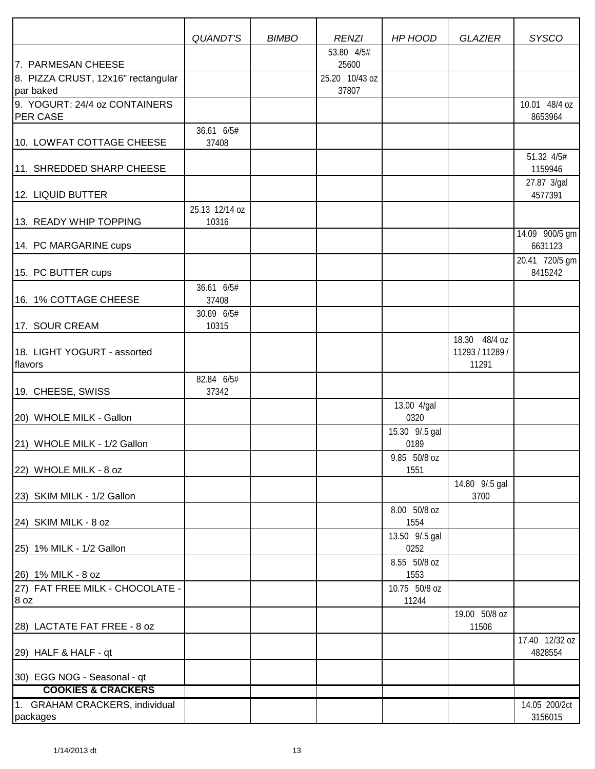| | QUANDT'S | BIMBO | RENZI | HP HOOD | GLAZIER | SYSCO |
|---|---|---|---|---|---|---|
| 7. PARMESAN CHEESE | | | 53.80 4/5# 25600 | | | |
| 8. PIZZA CRUST, 12x16" rectangular par baked | | | 25.20 10/43 oz 37807 | | | |
| 9. YOGURT: 24/4 oz CONTAINERS PER CASE | | | | | | 10.01 48/4 oz 8653964 |
| 10. LOWFAT COTTAGE CHEESE | 36.61 6/5# 37408 | | | | | |
| 11. SHREDDED SHARP CHEESE | | | | | | 51.32 4/5# 1159946 |
| 12. LIQUID BUTTER | | | | | | 27.87 3/gal 4577391 |
| 13. READY WHIP TOPPING | 25.13 12/14 oz 10316 | | | | | |
| 14. PC MARGARINE cups | | | | | | 14.09 900/5 gm 6631123 |
| 15. PC BUTTER cups | | | | | | 20.41 720/5 gm 8415242 |
| 16. 1% COTTAGE CHEESE | 36.61 6/5# 37408 | | | | | |
| 17. SOUR CREAM | 30.69 6/5# 10315 | | | | | |
| 18. LIGHT YOGURT - assorted flavors | | | | | 18.30 48/4 oz 11293 / 11289 / 11291 | |
| 19. CHEESE, SWISS | 82.84 6/5# 37342 | | | | | |
| 20) WHOLE MILK - Gallon | | | | 13.00 4/gal 0320 | | |
| 21) WHOLE MILK - 1/2 Gallon | | | | 15.30 9/.5 gal 0189 | | |
| 22) WHOLE MILK - 8 oz | | | | 9.85 50/8 oz 1551 | | |
| 23) SKIM MILK - 1/2 Gallon | | | | | 14.80 9/.5 gal 3700 | |
| 24) SKIM MILK - 8 oz | | | | 8.00 50/8 oz 1554 | | |
| 25) 1% MILK - 1/2 Gallon | | | | 13.50 9/.5 gal 0252 | | |
| 26) 1% MILK - 8 oz | | | | 8.55 50/8 oz 1553 | | |
| 27) FAT FREE MILK - CHOCOLATE - 8 oz | | | | 10.75 50/8 oz 11244 | | |
| 28) LACTATE FAT FREE - 8 oz | | | | | 19.00 50/8 oz 11506 | |
| 29) HALF & HALF - qt | | | | | | 17.40 12/32 oz 4828554 |
| 30) EGG NOG - Seasonal - qt | | | | | | |
| **COOKIES & CRACKERS** | | | | | | |
| 1. GRAHAM CRACKERS, individual packages | | | | | | 14.05 200/2ct 3156015 |

1/14/2013 dt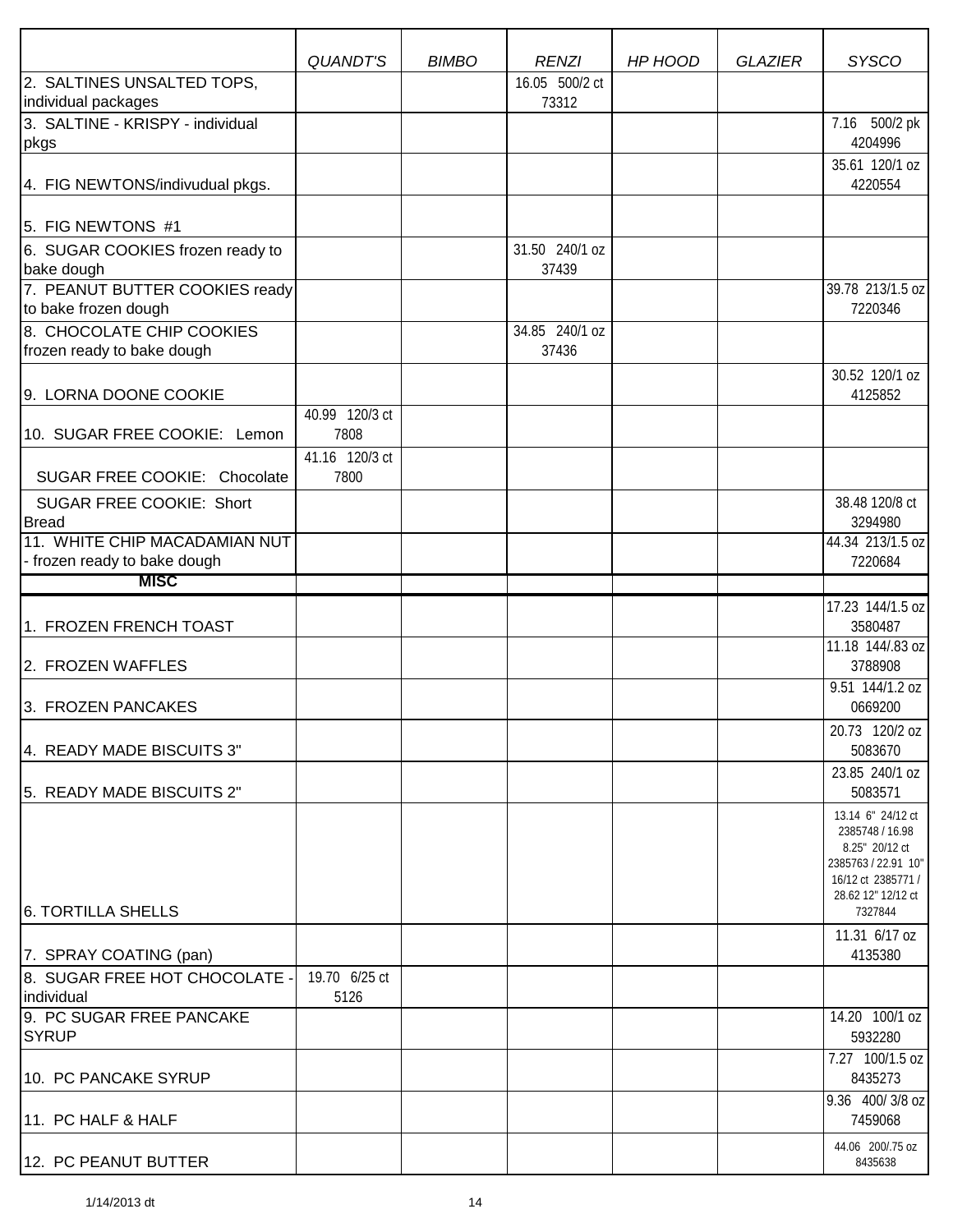| | QUANDT'S | BIMBO | RENZI | HP HOOD | GLAZIER | SYSCO |
|---|---|---|---|---|---|---|
| 2. SALTINES UNSALTED TOPS, individual packages | | | 16.05 500/2 ct 73312 | | | |
| 3. SALTINE - KRISPY - individual pkgs | | | | | | 7.16 500/2 pk 4204996 |
| 4. FIG NEWTONS/indivudual pkgs. | | | | | | 35.61 120/1 oz 4220554 |
| 5. FIG NEWTONS #1 | | | | | | |
| 6. SUGAR COOKIES frozen ready to bake dough | | | 31.50 240/1 oz 37439 | | | |
| 7. PEANUT BUTTER COOKIES ready to bake frozen dough | | | | | | 39.78 213/1.5 oz 7220346 |
| 8. CHOCOLATE CHIP COOKIES frozen ready to bake dough | | | 34.85 240/1 oz 37436 | | | |
| 9. LORNA DOONE COOKIE | | | | | | 30.52 120/1 oz 4125852 |
| 10. SUGAR FREE COOKIE: Lemon | 40.99 120/3 ct 7808 | | | | | |
| SUGAR FREE COOKIE: Chocolate | 41.16 120/3 ct 7800 | | | | | |
| SUGAR FREE COOKIE: Short Bread | | | | | | 38.48 120/8 ct 3294980 |
| 11. WHITE CHIP MACADAMIAN NUT - frozen ready to bake dough | | | | | | 44.34 213/1.5 oz 7220684 |
| **MISC** | | | | | | |
| 1. FROZEN FRENCH TOAST | | | | | | 17.23 144/1.5 oz 3580487 |
| 2. FROZEN WAFFLES | | | | | | 11.18 144/.83 oz 3788908 |
| 3. FROZEN PANCAKES | | | | | | 9.51 144/1.2 oz 0669200 |
| 4. READY MADE BISCUITS 3" | | | | | | 20.73 120/2 oz 5083670 |
| 5. READY MADE BISCUITS 2" | | | | | | 23.85 240/1 oz 5083571 |
| 6. TORTILLA SHELLS | | | | | | 13.14 6" 24/12 ct 2385748 / 16.98 8.25" 20/12 ct 2385763 / 22.91 10" 16/12 ct 2385771 / 28.62 12" 12/12 ct 7327844 |
| 7. SPRAY COATING (pan) | | | | | | 11.31 6/17 oz 4135380 |
| 8. SUGAR FREE HOT CHOCOLATE - individual | 19.70 6/25 ct 5126 | | | | | |
| 9. PC SUGAR FREE PANCAKE SYRUP | | | | | | 14.20 100/1 oz 5932280 |
| 10. PC PANCAKE SYRUP | | | | | | 7.27 100/1.5 oz 8435273 |
| 11. PC HALF & HALF | | | | | | 9.36 400/ 3/8 oz 7459068 |
| 12. PC PEANUT BUTTER | | | | | | 44.06 200/.75 oz 8435638 |

1/14/2013 dt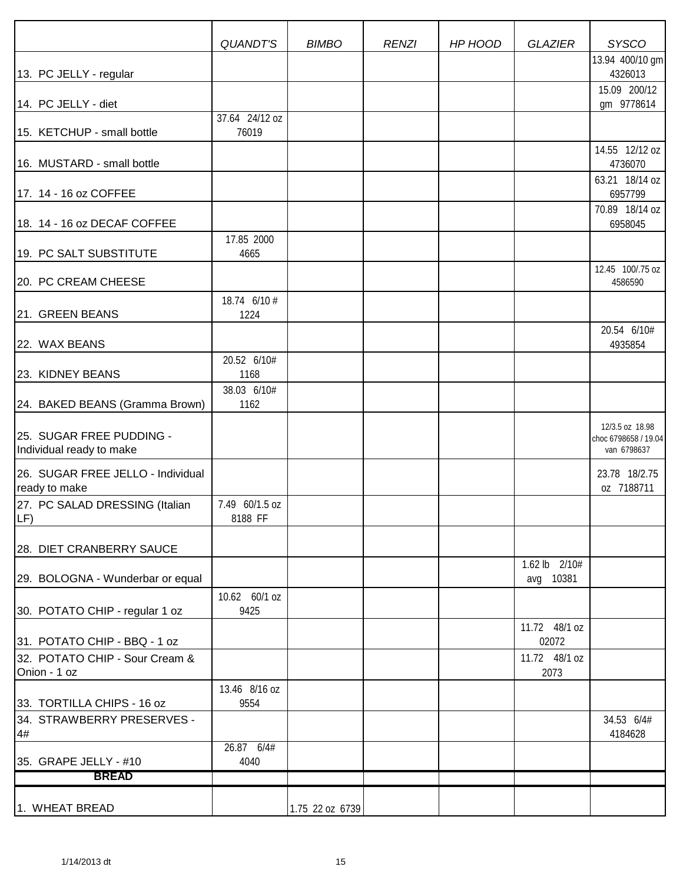| | QUANDT'S | BIMBO | RENZI | HP HOOD | GLAZIER | SYSCO |
|---|---|---|---|---|---|---|
| 13. PC JELLY - regular | | | | | | 13.94 400/10 gm 4326013 |
| 14. PC JELLY - diet | | | | | | 15.09 200/12 gm 9778614 |
| 15. KETCHUP - small bottle | 37.64 24/12 oz 76019 | | | | | |
| 16. MUSTARD - small bottle | | | | | | 14.55 12/12 oz 4736070 |
| 17. 14 - 16 oz COFFEE | | | | | | 63.21 18/14 oz 6957799 |
| 18. 14 - 16 oz DECAF COFFEE | | | | | | 70.89 18/14 oz 6958045 |
| 19. PC SALT SUBSTITUTE | 17.85 2000 4665 | | | | | |
| 20. PC CREAM CHEESE | | | | | | 12.45 100/.75 oz 4586590 |
| 21. GREEN BEANS | 18.74 6/10 # 1224 | | | | | |
| 22. WAX BEANS | | | | | | 20.54 6/10# 4935854 |
| 23. KIDNEY BEANS | 20.52 6/10# 1168 | | | | | |
| 24. BAKED BEANS (Gramma Brown) | 38.03 6/10# 1162 | | | | | |
| 25. SUGAR FREE PUDDING - Individual ready to make | | | | | | 12/3.5 oz 18.98 choc 6798658 / 19.04 van 6798637 |
| 26. SUGAR FREE JELLO - Individual ready to make | | | | | | 23.78 18/2.75 oz 7188711 |
| 27. PC SALAD DRESSING (Italian LF) | 7.49 60/1.5 oz 8188 FF | | | | | |
| 28. DIET CRANBERRY SAUCE | | | | | | |
| 29. BOLOGNA - Wunderbar or equal | | | | | 1.62 lb 2/10# avg 10381 | |
| 30. POTATO CHIP - regular 1 oz | 10.62 60/1 oz 9425 | | | | | |
| 31. POTATO CHIP - BBQ - 1 oz | | | | | 11.72 48/1 oz 02072 | |
| 32. POTATO CHIP - Sour Cream & Onion - 1 oz | | | | | 11.72 48/1 oz 2073 | |
| 33. TORTILLA CHIPS - 16 oz | 13.46 8/16 oz 9554 | | | | | |
| 34. STRAWBERRY PRESERVES - 4# | | | | | | 34.53 6/4# 4184628 |
| 35. GRAPE JELLY - #10 | 26.87 6/4# 4040 | | | | | |
| **BREAD** | | | | | | |
| 1. WHEAT BREAD | | 1.75 22 oz 6739 | | | | |

1/14/2013 dt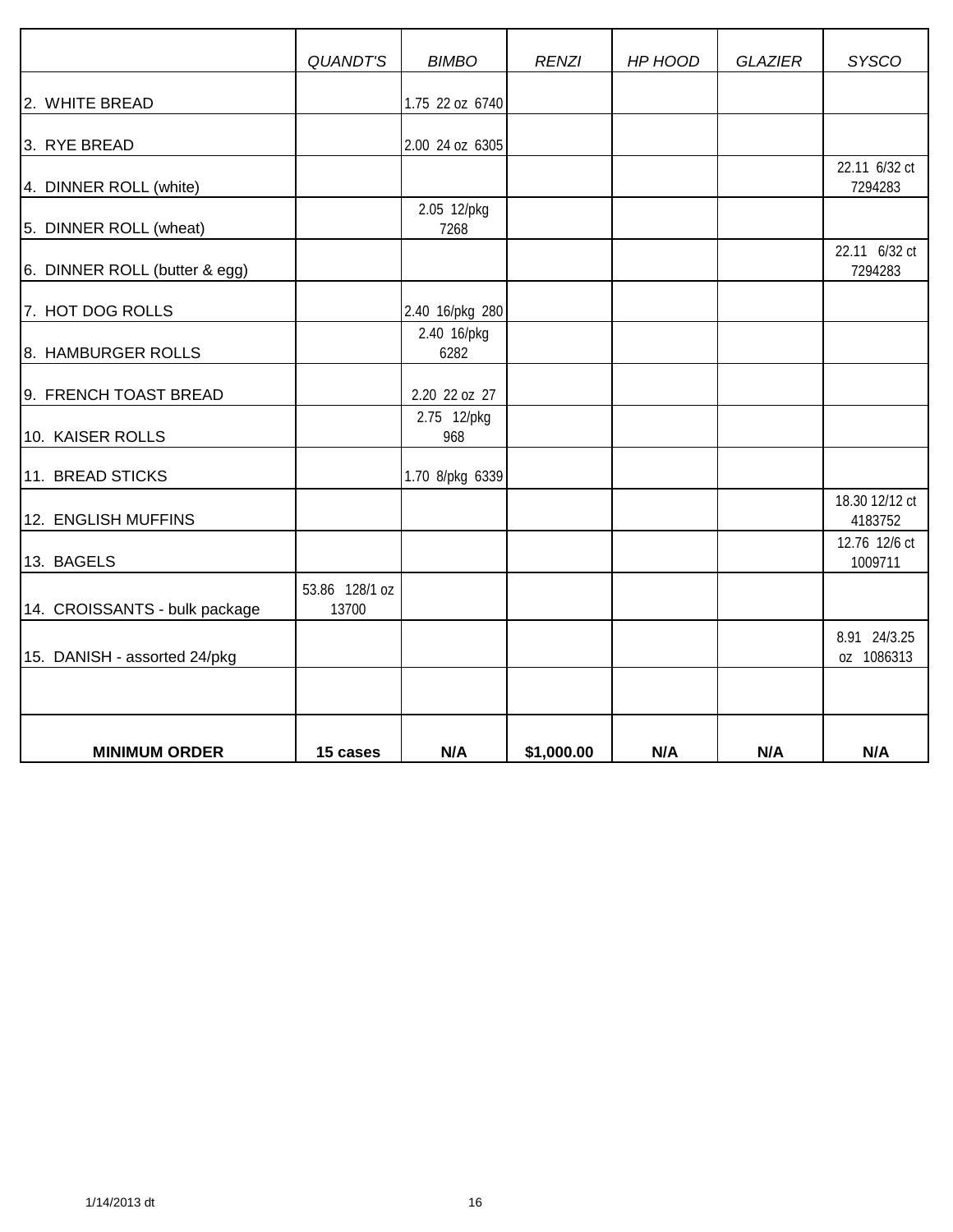| | QUANDT'S | BIMBO | RENZI | HP HOOD | GLAZIER | SYSCO |
|---|---|---|---|---|---|---|
| 2. WHITE BREAD | | 1.75 22 oz 6740 | | | | |
| 3. RYE BREAD | | 2.00 24 oz 6305 | | | | |
| 4. DINNER ROLL (white) | | | | | | 22.11 6/32 ct 7294283 |
| 5. DINNER ROLL (wheat) | | 2.05 12/pkg 7268 | | | | |
| 6. DINNER ROLL (butter & egg) | | | | | | 22.11 6/32 ct 7294283 |
| 7. HOT DOG ROLLS | | 2.40 16/pkg 280 | | | | |
| 8. HAMBURGER ROLLS | | 2.40 16/pkg 6282 | | | | |
| 9. FRENCH TOAST BREAD | | 2.20 22 oz 27 | | | | |
| 10. KAISER ROLLS | | 2.75 12/pkg 968 | | | | |
| 11. BREAD STICKS | | 1.70 8/pkg 6339 | | | | |
| 12. ENGLISH MUFFINS | | | | | | 18.30 12/12 ct 4183752 |
| 13. BAGELS | | | | | | 12.76 12/6 ct 1009711 |
| 14. CROISSANTS - bulk package | 53.86 128/1 oz 13700 | | | | | |
| 15. DANISH - assorted 24/pkg | | | | | | 8.91 24/3.25 oz 1086313 |
| | | | | | | |
| **MINIMUM ORDER** | **15 cases** | **N/A** | **$1,000.00** | **N/A** | **N/A** | **N/A** |

1/14/2013 dt